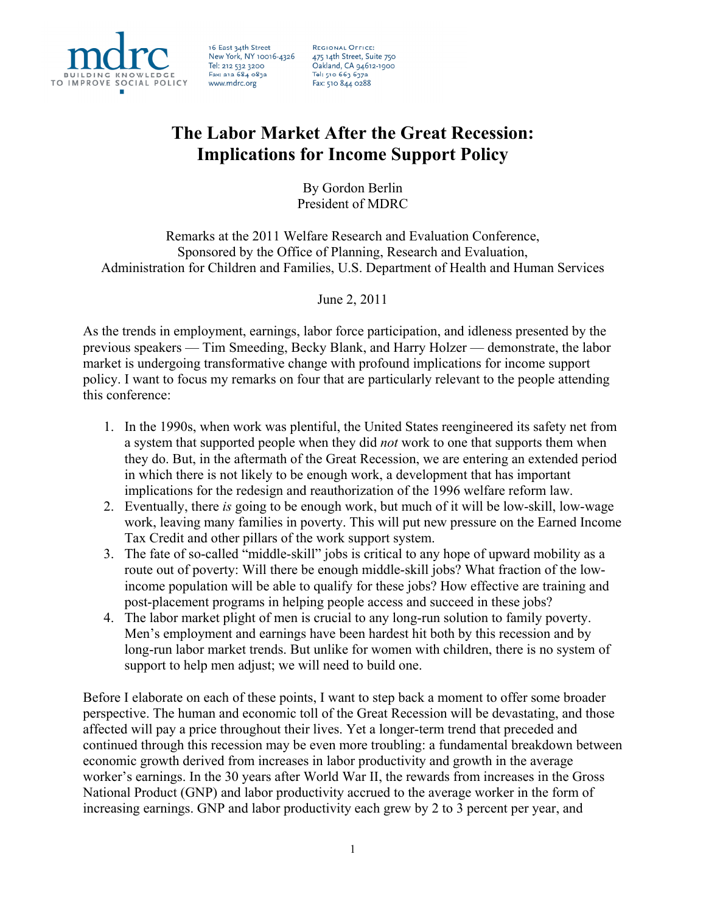mdrc
BUILDING KNOWLEDGE TO IMPROVE SOCIAL POLICY

16 East 34th Street
New York, NY 10016-4326
Tel: 212 532 3200
Fax: 212 684 0832
www.mdrc.org

Regional Office:
475 14th Street, Suite 750
Oakland, CA 94612-1900
Tel: 510 663 6372
Fax: 510 844 0288

# The Labor Market After the Great Recession: Implications for Income Support Policy

By Gordon Berlin
President of MDRC

Remarks at the 2011 Welfare Research and Evaluation Conference,
Sponsored by the Office of Planning, Research and Evaluation,
Administration for Children and Families, U.S. Department of Health and Human Services

June 2, 2011

As the trends in employment, earnings, labor force participation, and idleness presented by the previous speakers — Tim Smeeding, Becky Blank, and Harry Holzer — demonstrate, the labor market is undergoing transformative change with profound implications for income support policy. I want to focus my remarks on four that are particularly relevant to the people attending this conference:

1. In the 1990s, when work was plentiful, the United States reengineered its safety net from a system that supported people when they did *not* work to one that supports them when they do. But, in the aftermath of the Great Recession, we are entering an extended period in which there is not likely to be enough work, a development that has important implications for the redesign and reauthorization of the 1996 welfare reform law.
2. Eventually, there *is* going to be enough work, but much of it will be low-skill, low-wage work, leaving many families in poverty. This will put new pressure on the Earned Income Tax Credit and other pillars of the work support system.
3. The fate of so-called "middle-skill" jobs is critical to any hope of upward mobility as a route out of poverty: Will there be enough middle-skill jobs? What fraction of the low-income population will be able to qualify for these jobs? How effective are training and post-placement programs in helping people access and succeed in these jobs?
4. The labor market plight of men is crucial to any long-run solution to family poverty. Men's employment and earnings have been hardest hit both by this recession and by long-run labor market trends. But unlike for women with children, there is no system of support to help men adjust; we will need to build one.

Before I elaborate on each of these points, I want to step back a moment to offer some broader perspective. The human and economic toll of the Great Recession will be devastating, and those affected will pay a price throughout their lives. Yet a longer-term trend that preceded and continued through this recession may be even more troubling: a fundamental breakdown between economic growth derived from increases in labor productivity and growth in the average worker's earnings. In the 30 years after World War II, the rewards from increases in the Gross National Product (GNP) and labor productivity accrued to the average worker in the form of increasing earnings. GNP and labor productivity each grew by 2 to 3 percent per year, and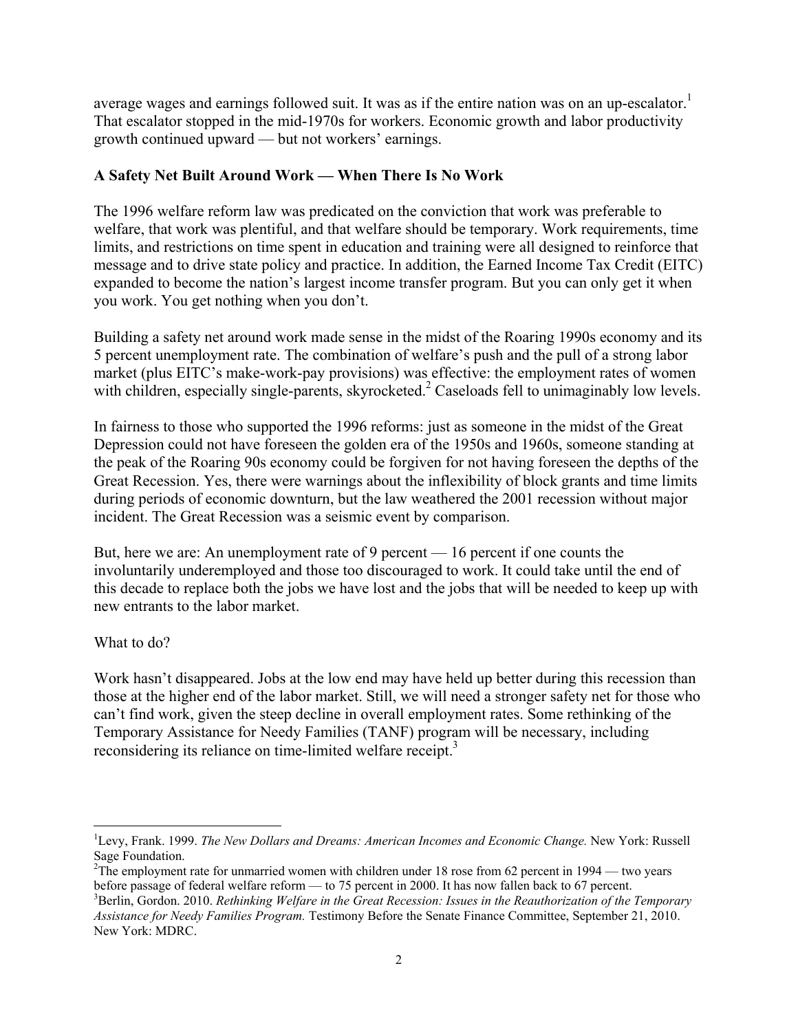average wages and earnings followed suit. It was as if the entire nation was on an up-escalator.[1] That escalator stopped in the mid-1970s for workers. Economic growth and labor productivity growth continued upward — but not workers' earnings.

## A Safety Net Built Around Work — When There Is No Work

The 1996 welfare reform law was predicated on the conviction that work was preferable to welfare, that work was plentiful, and that welfare should be temporary. Work requirements, time limits, and restrictions on time spent in education and training were all designed to reinforce that message and to drive state policy and practice. In addition, the Earned Income Tax Credit (EITC) expanded to become the nation's largest income transfer program. But you can only get it when you work. You get nothing when you don't.

Building a safety net around work made sense in the midst of the Roaring 1990s economy and its 5 percent unemployment rate. The combination of welfare's push and the pull of a strong labor market (plus EITC's make-work-pay provisions) was effective: the employment rates of women with children, especially single-parents, skyrocketed.[2] Caseloads fell to unimaginably low levels.

In fairness to those who supported the 1996 reforms: just as someone in the midst of the Great Depression could not have foreseen the golden era of the 1950s and 1960s, someone standing at the peak of the Roaring 90s economy could be forgiven for not having foreseen the depths of the Great Recession. Yes, there were warnings about the inflexibility of block grants and time limits during periods of economic downturn, but the law weathered the 2001 recession without major incident. The Great Recession was a seismic event by comparison.

But, here we are: An unemployment rate of 9 percent — 16 percent if one counts the involuntarily underemployed and those too discouraged to work. It could take until the end of this decade to replace both the jobs we have lost and the jobs that will be needed to keep up with new entrants to the labor market.

What to do?

Work hasn't disappeared. Jobs at the low end may have held up better during this recession than those at the higher end of the labor market. Still, we will need a stronger safety net for those who can't find work, given the steep decline in overall employment rates. Some rethinking of the Temporary Assistance for Needy Families (TANF) program will be necessary, including reconsidering its reliance on time-limited welfare receipt.[3]

---

[1] Levy, Frank. 1999. *The New Dollars and Dreams: American Incomes and Economic Change.* New York: Russell Sage Foundation.

[2] The employment rate for unmarried women with children under 18 rose from 62 percent in 1994 — two years before passage of federal welfare reform — to 75 percent in 2000. It has now fallen back to 67 percent.

[3] Berlin, Gordon. 2010. *Rethinking Welfare in the Great Recession: Issues in the Reauthorization of the Temporary Assistance for Needy Families Program.* Testimony Before the Senate Finance Committee, September 21, 2010. New York: MDRC.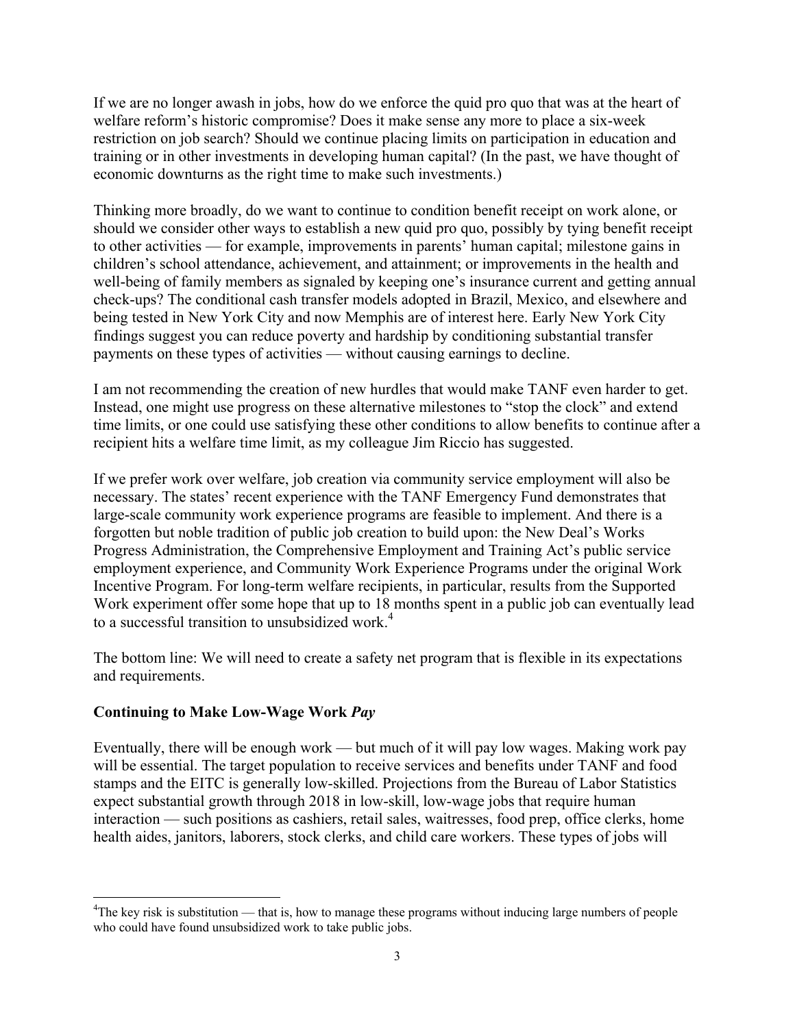If we are no longer awash in jobs, how do we enforce the quid pro quo that was at the heart of welfare reform's historic compromise? Does it make sense any more to place a six-week restriction on job search? Should we continue placing limits on participation in education and training or in other investments in developing human capital? (In the past, we have thought of economic downturns as the right time to make such investments.)

Thinking more broadly, do we want to continue to condition benefit receipt on work alone, or should we consider other ways to establish a new quid pro quo, possibly by tying benefit receipt to other activities — for example, improvements in parents' human capital; milestone gains in children's school attendance, achievement, and attainment; or improvements in the health and well-being of family members as signaled by keeping one's insurance current and getting annual check-ups? The conditional cash transfer models adopted in Brazil, Mexico, and elsewhere and being tested in New York City and now Memphis are of interest here. Early New York City findings suggest you can reduce poverty and hardship by conditioning substantial transfer payments on these types of activities — without causing earnings to decline.

I am not recommending the creation of new hurdles that would make TANF even harder to get. Instead, one might use progress on these alternative milestones to "stop the clock" and extend time limits, or one could use satisfying these other conditions to allow benefits to continue after a recipient hits a welfare time limit, as my colleague Jim Riccio has suggested.

If we prefer work over welfare, job creation via community service employment will also be necessary. The states' recent experience with the TANF Emergency Fund demonstrates that large-scale community work experience programs are feasible to implement. And there is a forgotten but noble tradition of public job creation to build upon: the New Deal's Works Progress Administration, the Comprehensive Employment and Training Act's public service employment experience, and Community Work Experience Programs under the original Work Incentive Program. For long-term welfare recipients, in particular, results from the Supported Work experiment offer some hope that up to 18 months spent in a public job can eventually lead to a successful transition to unsubsidized work.[4]

The bottom line: We will need to create a safety net program that is flexible in its expectations and requirements.

## Continuing to Make Low-Wage Work *Pay*

Eventually, there will be enough work — but much of it will pay low wages. Making work pay will be essential. The target population to receive services and benefits under TANF and food stamps and the EITC is generally low-skilled. Projections from the Bureau of Labor Statistics expect substantial growth through 2018 in low-skill, low-wage jobs that require human interaction — such positions as cashiers, retail sales, waitresses, food prep, office clerks, home health aides, janitors, laborers, stock clerks, and child care workers. These types of jobs will

---

[4] The key risk is substitution — that is, how to manage these programs without inducing large numbers of people who could have found unsubsidized work to take public jobs.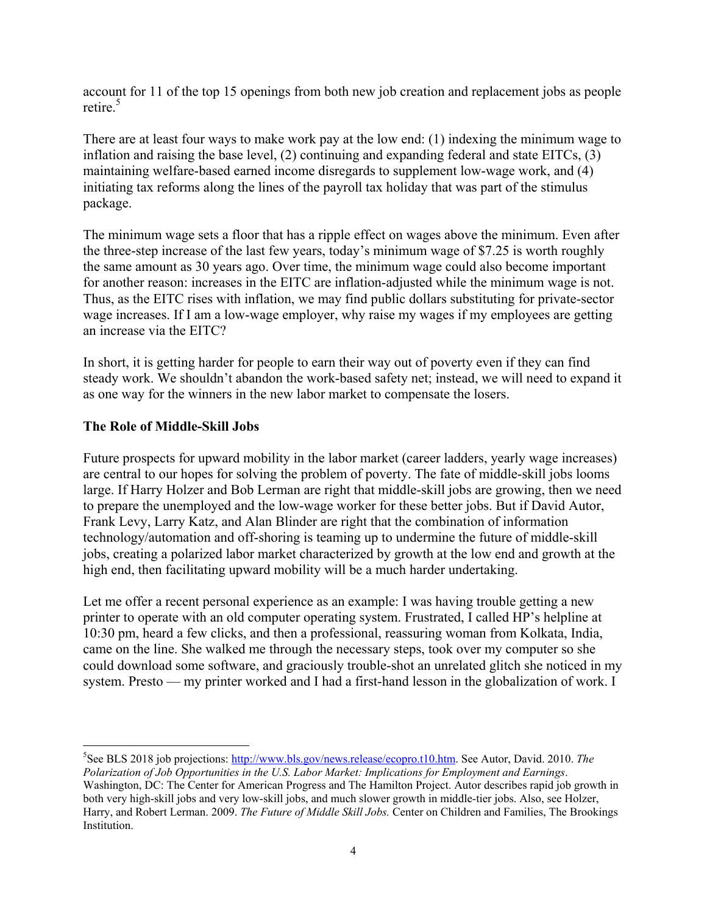account for 11 of the top 15 openings from both new job creation and replacement jobs as people retire.[5]

There are at least four ways to make work pay at the low end: (1) indexing the minimum wage to inflation and raising the base level, (2) continuing and expanding federal and state EITCs, (3) maintaining welfare-based earned income disregards to supplement low-wage work, and (4) initiating tax reforms along the lines of the payroll tax holiday that was part of the stimulus package.

The minimum wage sets a floor that has a ripple effect on wages above the minimum. Even after the three-step increase of the last few years, today's minimum wage of $7.25 is worth roughly the same amount as 30 years ago. Over time, the minimum wage could also become important for another reason: increases in the EITC are inflation-adjusted while the minimum wage is not. Thus, as the EITC rises with inflation, we may find public dollars substituting for private-sector wage increases. If I am a low-wage employer, why raise my wages if my employees are getting an increase via the EITC?

In short, it is getting harder for people to earn their way out of poverty even if they can find steady work. We shouldn't abandon the work-based safety net; instead, we will need to expand it as one way for the winners in the new labor market to compensate the losers.

### The Role of Middle-Skill Jobs

Future prospects for upward mobility in the labor market (career ladders, yearly wage increases) are central to our hopes for solving the problem of poverty. The fate of middle-skill jobs looms large. If Harry Holzer and Bob Lerman are right that middle-skill jobs are growing, then we need to prepare the unemployed and the low-wage worker for these better jobs. But if David Autor, Frank Levy, Larry Katz, and Alan Blinder are right that the combination of information technology/automation and off-shoring is teaming up to undermine the future of middle-skill jobs, creating a polarized labor market characterized by growth at the low end and growth at the high end, then facilitating upward mobility will be a much harder undertaking.

Let me offer a recent personal experience as an example: I was having trouble getting a new printer to operate with an old computer operating system. Frustrated, I called HP's helpline at 10:30 pm, heard a few clicks, and then a professional, reassuring woman from Kolkata, India, came on the line. She walked me through the necessary steps, took over my computer so she could download some software, and graciously trouble-shot an unrelated glitch she noticed in my system. Presto — my printer worked and I had a first-hand lesson in the globalization of work. I

---

[5] See BLS 2018 job projections: http://www.bls.gov/news.release/ecopro.t10.htm. See Autor, David. 2010. *The Polarization of Job Opportunities in the U.S. Labor Market: Implications for Employment and Earnings*. Washington, DC: The Center for American Progress and The Hamilton Project. Autor describes rapid job growth in both very high-skill jobs and very low-skill jobs, and much slower growth in middle-tier jobs. Also, see Holzer, Harry, and Robert Lerman. 2009. *The Future of Middle Skill Jobs.* Center on Children and Families, The Brookings Institution.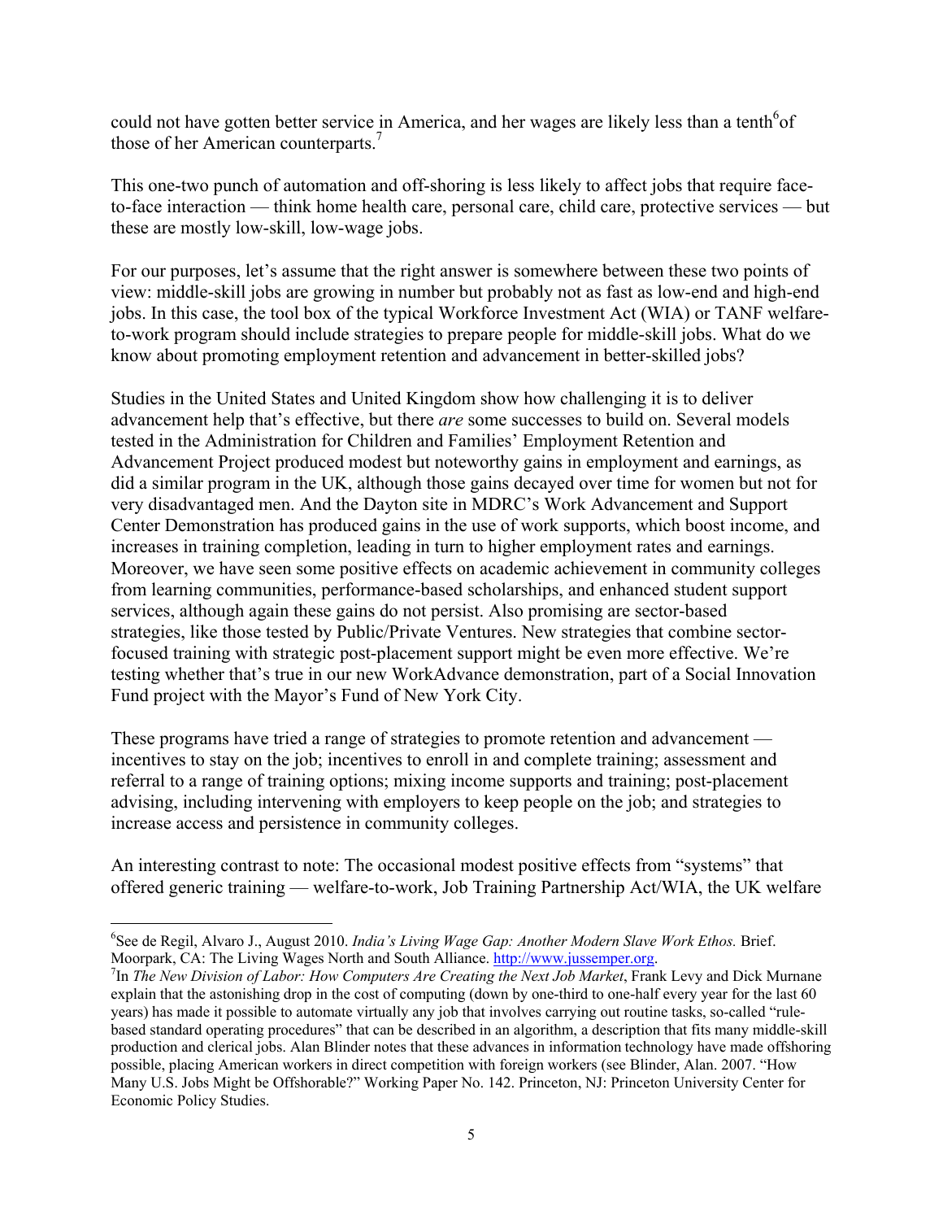could not have gotten better service in America, and her wages are likely less than a tenth[6] of those of her American counterparts.[7]

This one-two punch of automation and off-shoring is less likely to affect jobs that require face-to-face interaction — think home health care, personal care, child care, protective services — but these are mostly low-skill, low-wage jobs.

For our purposes, let's assume that the right answer is somewhere between these two points of view: middle-skill jobs are growing in number but probably not as fast as low-end and high-end jobs. In this case, the tool box of the typical Workforce Investment Act (WIA) or TANF welfare-to-work program should include strategies to prepare people for middle-skill jobs. What do we know about promoting employment retention and advancement in better-skilled jobs?

Studies in the United States and United Kingdom show how challenging it is to deliver advancement help that's effective, but there *are* some successes to build on. Several models tested in the Administration for Children and Families' Employment Retention and Advancement Project produced modest but noteworthy gains in employment and earnings, as did a similar program in the UK, although those gains decayed over time for women but not for very disadvantaged men. And the Dayton site in MDRC's Work Advancement and Support Center Demonstration has produced gains in the use of work supports, which boost income, and increases in training completion, leading in turn to higher employment rates and earnings. Moreover, we have seen some positive effects on academic achievement in community colleges from learning communities, performance-based scholarships, and enhanced student support services, although again these gains do not persist. Also promising are sector-based strategies, like those tested by Public/Private Ventures. New strategies that combine sector-focused training with strategic post-placement support might be even more effective. We're testing whether that's true in our new WorkAdvance demonstration, part of a Social Innovation Fund project with the Mayor's Fund of New York City.

These programs have tried a range of strategies to promote retention and advancement — incentives to stay on the job; incentives to enroll in and complete training; assessment and referral to a range of training options; mixing income supports and training; post-placement advising, including intervening with employers to keep people on the job; and strategies to increase access and persistence in community colleges.

An interesting contrast to note: The occasional modest positive effects from "systems" that offered generic training — welfare-to-work, Job Training Partnership Act/WIA, the UK welfare

---

[6] See de Regil, Alvaro J., August 2010. *India's Living Wage Gap: Another Modern Slave Work Ethos.* Brief. Moorpark, CA: The Living Wages North and South Alliance. http://www.jussemper.org.

[7] In *The New Division of Labor: How Computers Are Creating the Next Job Market*, Frank Levy and Dick Murnane explain that the astonishing drop in the cost of computing (down by one-third to one-half every year for the last 60 years) has made it possible to automate virtually any job that involves carrying out routine tasks, so-called "rule-based standard operating procedures" that can be described in an algorithm, a description that fits many middle-skill production and clerical jobs. Alan Blinder notes that these advances in information technology have made offshoring possible, placing American workers in direct competition with foreign workers (see Blinder, Alan. 2007. "How Many U.S. Jobs Might be Offshorable?" Working Paper No. 142. Princeton, NJ: Princeton University Center for Economic Policy Studies.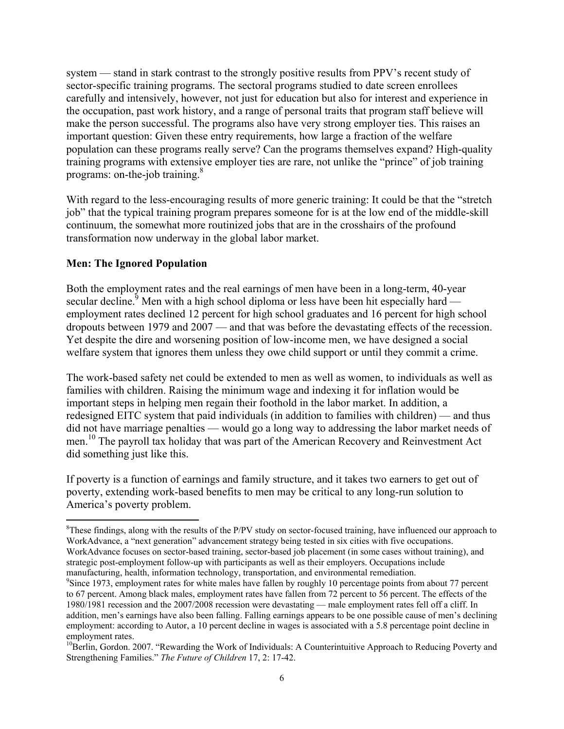system — stand in stark contrast to the strongly positive results from PPV's recent study of sector-specific training programs. The sectoral programs studied to date screen enrollees carefully and intensively, however, not just for education but also for interest and experience in the occupation, past work history, and a range of personal traits that program staff believe will make the person successful. The programs also have very strong employer ties. This raises an important question: Given these entry requirements, how large a fraction of the welfare population can these programs really serve? Can the programs themselves expand? High-quality training programs with extensive employer ties are rare, not unlike the "prince" of job training programs: on-the-job training.[8]

With regard to the less-encouraging results of more generic training: It could be that the "stretch job" that the typical training program prepares someone for is at the low end of the middle-skill continuum, the somewhat more routinized jobs that are in the crosshairs of the profound transformation now underway in the global labor market.

**Men: The Ignored Population**

Both the employment rates and the real earnings of men have been in a long-term, 40-year secular decline.[9] Men with a high school diploma or less have been hit especially hard — employment rates declined 12 percent for high school graduates and 16 percent for high school dropouts between 1979 and 2007 — and that was before the devastating effects of the recession. Yet despite the dire and worsening position of low-income men, we have designed a social welfare system that ignores them unless they owe child support or until they commit a crime.

The work-based safety net could be extended to men as well as women, to individuals as well as families with children. Raising the minimum wage and indexing it for inflation would be important steps in helping men regain their foothold in the labor market. In addition, a redesigned EITC system that paid individuals (in addition to families with children) — and thus did not have marriage penalties — would go a long way to addressing the labor market needs of men.[10] The payroll tax holiday that was part of the American Recovery and Reinvestment Act did something just like this.

If poverty is a function of earnings and family structure, and it takes two earners to get out of poverty, extending work-based benefits to men may be critical to any long-run solution to America's poverty problem.

---

[8]These findings, along with the results of the P/PV study on sector-focused training, have influenced our approach to WorkAdvance, a "next generation" advancement strategy being tested in six cities with five occupations. WorkAdvance focuses on sector-based training, sector-based job placement (in some cases without training), and strategic post-employment follow-up with participants as well as their employers. Occupations include manufacturing, health, information technology, transportation, and environmental remediation.

[9]Since 1973, employment rates for white males have fallen by roughly 10 percentage points from about 77 percent to 67 percent. Among black males, employment rates have fallen from 72 percent to 56 percent. The effects of the 1980/1981 recession and the 2007/2008 recession were devastating — male employment rates fell off a cliff. In addition, men's earnings have also been falling. Falling earnings appears to be one possible cause of men's declining employment: according to Autor, a 10 percent decline in wages is associated with a 5.8 percentage point decline in employment rates.

[10]Berlin, Gordon. 2007. "Rewarding the Work of Individuals: A Counterintuitive Approach to Reducing Poverty and Strengthening Families." *The Future of Children* 17, 2: 17-42.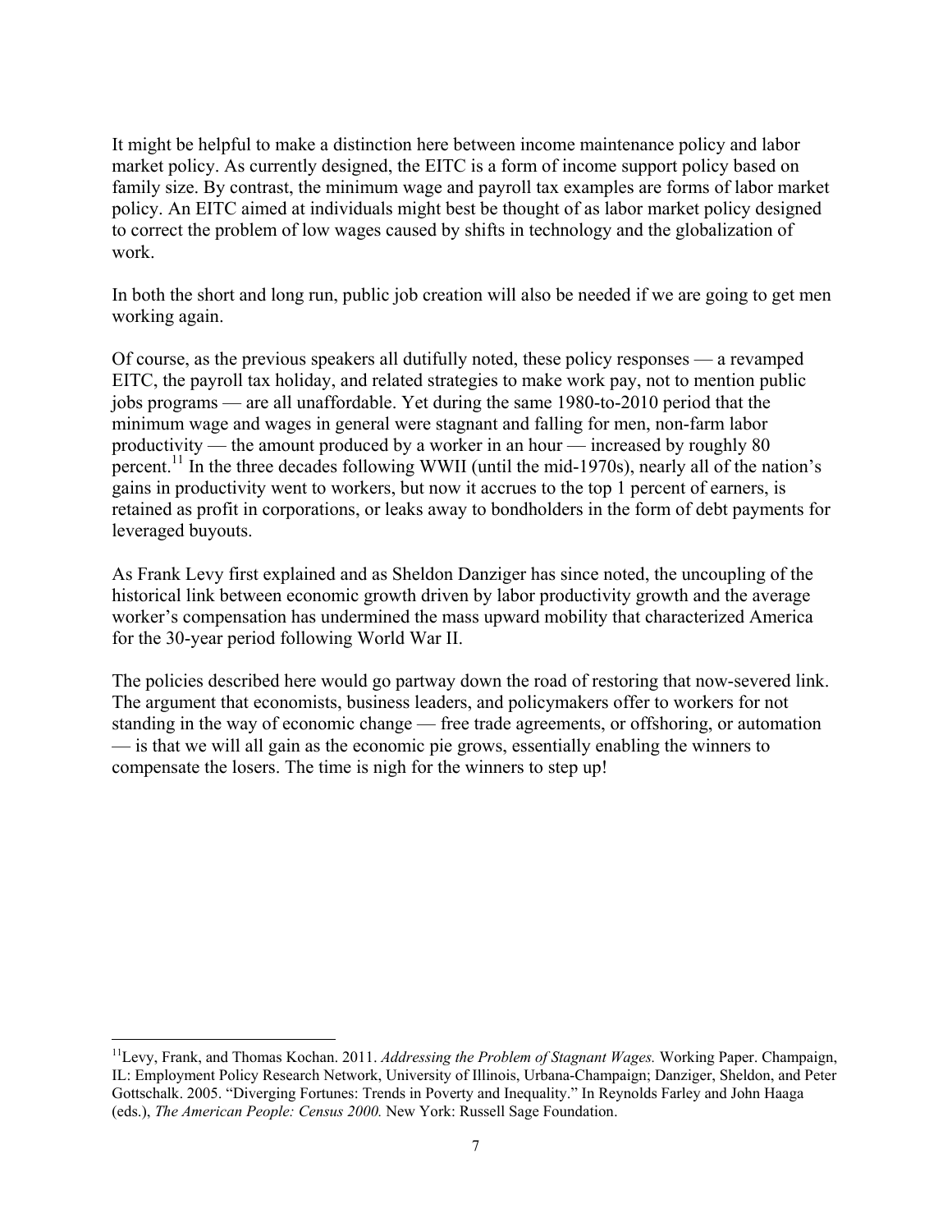It might be helpful to make a distinction here between income maintenance policy and labor market policy. As currently designed, the EITC is a form of income support policy based on family size. By contrast, the minimum wage and payroll tax examples are forms of labor market policy. An EITC aimed at individuals might best be thought of as labor market policy designed to correct the problem of low wages caused by shifts in technology and the globalization of work.

In both the short and long run, public job creation will also be needed if we are going to get men working again.

Of course, as the previous speakers all dutifully noted, these policy responses — a revamped EITC, the payroll tax holiday, and related strategies to make work pay, not to mention public jobs programs — are all unaffordable. Yet during the same 1980-to-2010 period that the minimum wage and wages in general were stagnant and falling for men, non-farm labor productivity — the amount produced by a worker in an hour — increased by roughly 80 percent.[11] In the three decades following WWII (until the mid-1970s), nearly all of the nation's gains in productivity went to workers, but now it accrues to the top 1 percent of earners, is retained as profit in corporations, or leaks away to bondholders in the form of debt payments for leveraged buyouts.

As Frank Levy first explained and as Sheldon Danziger has since noted, the uncoupling of the historical link between economic growth driven by labor productivity growth and the average worker's compensation has undermined the mass upward mobility that characterized America for the 30-year period following World War II.

The policies described here would go partway down the road of restoring that now-severed link. The argument that economists, business leaders, and policymakers offer to workers for not standing in the way of economic change — free trade agreements, or offshoring, or automation — is that we will all gain as the economic pie grows, essentially enabling the winners to compensate the losers. The time is nigh for the winners to step up!

---

[11] Levy, Frank, and Thomas Kochan. 2011. *Addressing the Problem of Stagnant Wages.* Working Paper. Champaign, IL: Employment Policy Research Network, University of Illinois, Urbana-Champaign; Danziger, Sheldon, and Peter Gottschalk. 2005. "Diverging Fortunes: Trends in Poverty and Inequality." In Reynolds Farley and John Haaga (eds.), *The American People: Census 2000.* New York: Russell Sage Foundation.